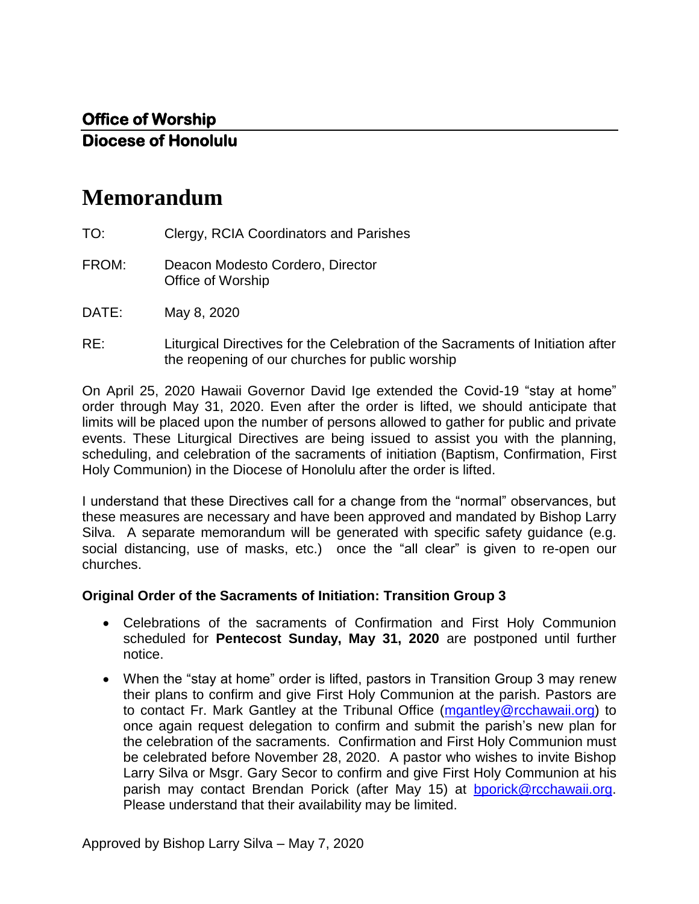**Office of Worship**

**Diocese of Honolulu**

# Memorandum

TO: Clergy, RCIA Coordinators and Parishes

FROM: Deacon Modesto Cordero, Director
Office of Worship

DATE: May 8, 2020

RE: Liturgical Directives for the Celebration of the Sacraments of Initiation after the reopening of our churches for public worship

On April 25, 2020 Hawaii Governor David Ige extended the Covid-19 "stay at home" order through May 31, 2020. Even after the order is lifted, we should anticipate that limits will be placed upon the number of persons allowed to gather for public and private events. These Liturgical Directives are being issued to assist you with the planning, scheduling, and celebration of the sacraments of initiation (Baptism, Confirmation, First Holy Communion) in the Diocese of Honolulu after the order is lifted.

I understand that these Directives call for a change from the "normal" observances, but these measures are necessary and have been approved and mandated by Bishop Larry Silva. A separate memorandum will be generated with specific safety guidance (e.g. social distancing, use of masks, etc.) once the "all clear" is given to re-open our churches.

**Original Order of the Sacraments of Initiation: Transition Group 3**

- Celebrations of the sacraments of Confirmation and First Holy Communion scheduled for **Pentecost Sunday, May 31, 2020** are postponed until further notice.
- When the "stay at home" order is lifted, pastors in Transition Group 3 may renew their plans to confirm and give First Holy Communion at the parish. Pastors are to contact Fr. Mark Gantley at the Tribunal Office (mgantley@rcchawaii.org) to once again request delegation to confirm and submit the parish's new plan for the celebration of the sacraments. Confirmation and First Holy Communion must be celebrated before November 28, 2020. A pastor who wishes to invite Bishop Larry Silva or Msgr. Gary Secor to confirm and give First Holy Communion at his parish may contact Brendan Porick (after May 15) at bporick@rcchawaii.org. Please understand that their availability may be limited.

Approved by Bishop Larry Silva – May 7, 2020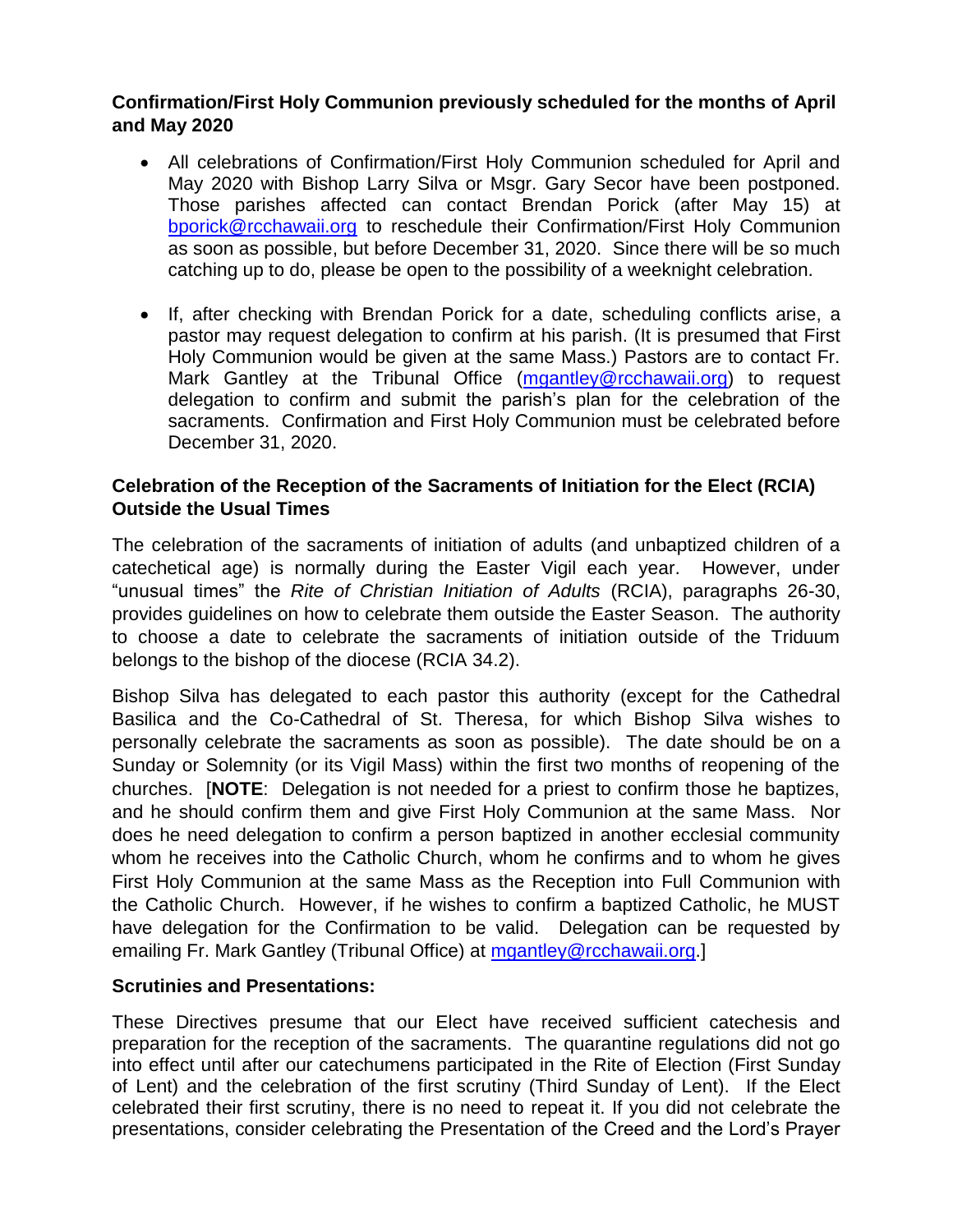**Confirmation/First Holy Communion previously scheduled for the months of April and May 2020**

- All celebrations of Confirmation/First Holy Communion scheduled for April and May 2020 with Bishop Larry Silva or Msgr. Gary Secor have been postponed. Those parishes affected can contact Brendan Porick (after May 15) at [bporick@rcchawaii.org](mailto:bporick@rcchawaii.org) to reschedule their Confirmation/First Holy Communion as soon as possible, but before December 31, 2020. Since there will be so much catching up to do, please be open to the possibility of a weeknight celebration.

- If, after checking with Brendan Porick for a date, scheduling conflicts arise, a pastor may request delegation to confirm at his parish. (It is presumed that First Holy Communion would be given at the same Mass.) Pastors are to contact Fr. Mark Gantley at the Tribunal Office ([mgantley@rcchawaii.org](mailto:mgantley@rcchawaii.org)) to request delegation to confirm and submit the parish's plan for the celebration of the sacraments. Confirmation and First Holy Communion must be celebrated before December 31, 2020.

**Celebration of the Reception of the Sacraments of Initiation for the Elect (RCIA) Outside the Usual Times**

The celebration of the sacraments of initiation of adults (and unbaptized children of a catechetical age) is normally during the Easter Vigil each year. However, under "unusual times" the *Rite of Christian Initiation of Adults* (RCIA), paragraphs 26-30, provides guidelines on how to celebrate them outside the Easter Season. The authority to choose a date to celebrate the sacraments of initiation outside of the Triduum belongs to the bishop of the diocese (RCIA 34.2).

Bishop Silva has delegated to each pastor this authority (except for the Cathedral Basilica and the Co-Cathedral of St. Theresa, for which Bishop Silva wishes to personally celebrate the sacraments as soon as possible). The date should be on a Sunday or Solemnity (or its Vigil Mass) within the first two months of reopening of the churches. [**NOTE**: Delegation is not needed for a priest to confirm those he baptizes, and he should confirm them and give First Holy Communion at the same Mass. Nor does he need delegation to confirm a person baptized in another ecclesial community whom he receives into the Catholic Church, whom he confirms and to whom he gives First Holy Communion at the same Mass as the Reception into Full Communion with the Catholic Church. However, if he wishes to confirm a baptized Catholic, he MUST have delegation for the Confirmation to be valid. Delegation can be requested by emailing Fr. Mark Gantley (Tribunal Office) at [mgantley@rcchawaii.org](mailto:mgantley@rcchawaii.org).]

**Scrutinies and Presentations:**

These Directives presume that our Elect have received sufficient catechesis and preparation for the reception of the sacraments. The quarantine regulations did not go into effect until after our catechumens participated in the Rite of Election (First Sunday of Lent) and the celebration of the first scrutiny (Third Sunday of Lent). If the Elect celebrated their first scrutiny, there is no need to repeat it. If you did not celebrate the presentations, consider celebrating the Presentation of the Creed and the Lord's Prayer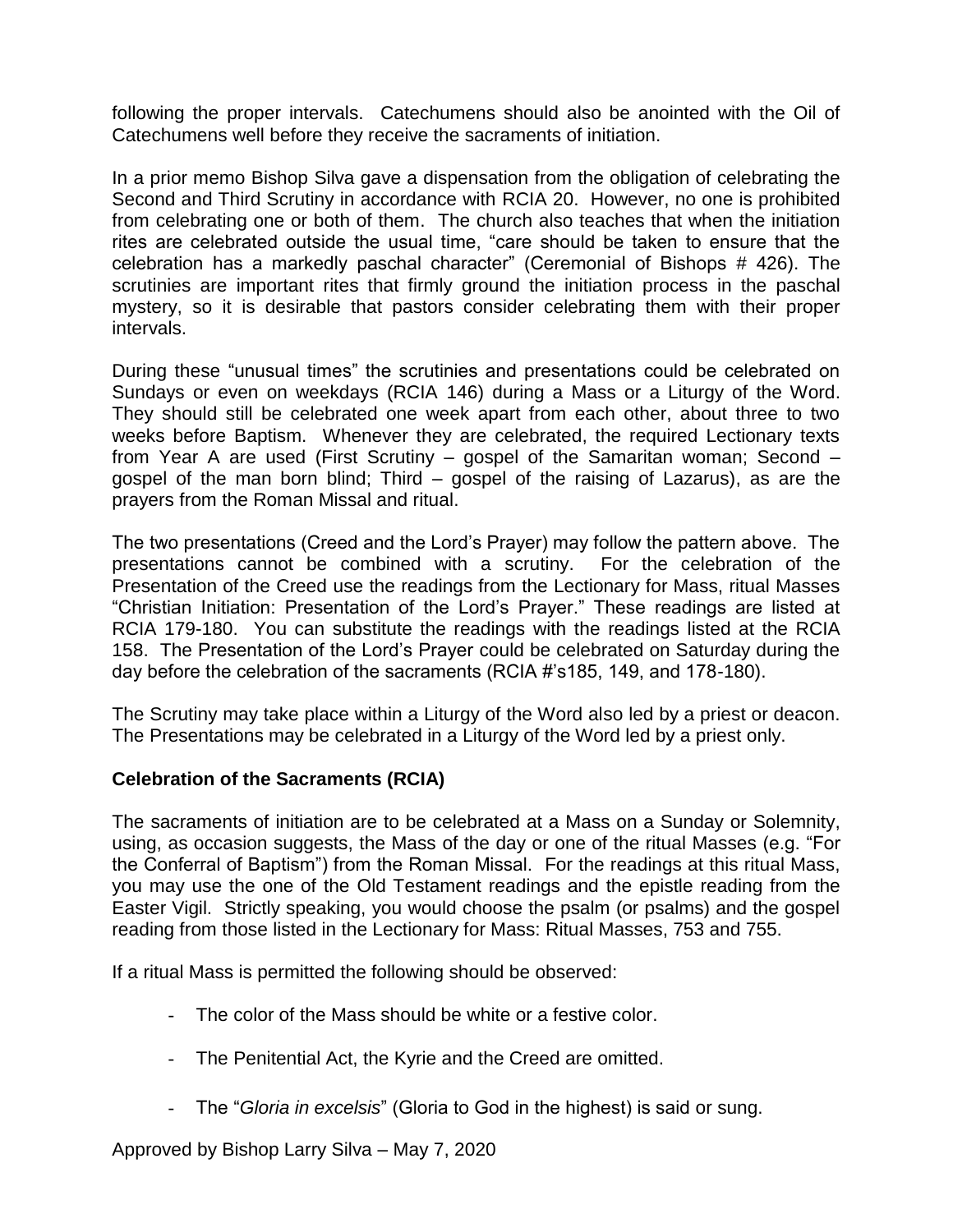following the proper intervals. Catechumens should also be anointed with the Oil of Catechumens well before they receive the sacraments of initiation.

In a prior memo Bishop Silva gave a dispensation from the obligation of celebrating the Second and Third Scrutiny in accordance with RCIA 20. However, no one is prohibited from celebrating one or both of them. The church also teaches that when the initiation rites are celebrated outside the usual time, "care should be taken to ensure that the celebration has a markedly paschal character" (Ceremonial of Bishops # 426). The scrutinies are important rites that firmly ground the initiation process in the paschal mystery, so it is desirable that pastors consider celebrating them with their proper intervals.

During these "unusual times" the scrutinies and presentations could be celebrated on Sundays or even on weekdays (RCIA 146) during a Mass or a Liturgy of the Word. They should still be celebrated one week apart from each other, about three to two weeks before Baptism. Whenever they are celebrated, the required Lectionary texts from Year A are used (First Scrutiny – gospel of the Samaritan woman; Second – gospel of the man born blind; Third – gospel of the raising of Lazarus), as are the prayers from the Roman Missal and ritual.

The two presentations (Creed and the Lord's Prayer) may follow the pattern above. The presentations cannot be combined with a scrutiny. For the celebration of the Presentation of the Creed use the readings from the Lectionary for Mass, ritual Masses "Christian Initiation: Presentation of the Lord's Prayer." These readings are listed at RCIA 179-180. You can substitute the readings with the readings listed at the RCIA 158. The Presentation of the Lord's Prayer could be celebrated on Saturday during the day before the celebration of the sacraments (RCIA #'s185, 149, and 178-180).

The Scrutiny may take place within a Liturgy of the Word also led by a priest or deacon. The Presentations may be celebrated in a Liturgy of the Word led by a priest only.

**Celebration of the Sacraments (RCIA)**

The sacraments of initiation are to be celebrated at a Mass on a Sunday or Solemnity, using, as occasion suggests, the Mass of the day or one of the ritual Masses (e.g. "For the Conferral of Baptism") from the Roman Missal. For the readings at this ritual Mass, you may use the one of the Old Testament readings and the epistle reading from the Easter Vigil. Strictly speaking, you would choose the psalm (or psalms) and the gospel reading from those listed in the Lectionary for Mass: Ritual Masses, 753 and 755.

If a ritual Mass is permitted the following should be observed:

- The color of the Mass should be white or a festive color.
- The Penitential Act, the Kyrie and the Creed are omitted.
- The "*Gloria in excelsis*" (Gloria to God in the highest) is said or sung.

Approved by Bishop Larry Silva – May 7, 2020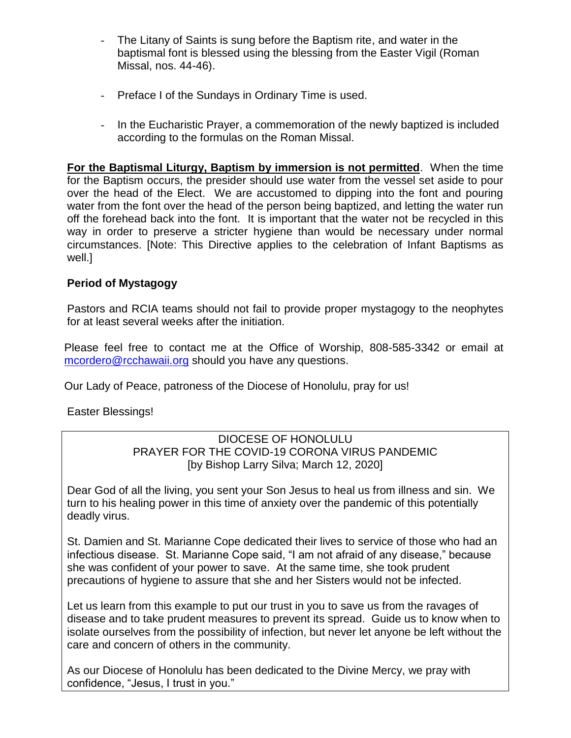- The Litany of Saints is sung before the Baptism rite, and water in the baptismal font is blessed using the blessing from the Easter Vigil (Roman Missal, nos. 44-46).
- Preface I of the Sundays in Ordinary Time is used.
- In the Eucharistic Prayer, a commemoration of the newly baptized is included according to the formulas on the Roman Missal.

**For the Baptismal Liturgy, Baptism by immersion is not permitted**. When the time for the Baptism occurs, the presider should use water from the vessel set aside to pour over the head of the Elect. We are accustomed to dipping into the font and pouring water from the font over the head of the person being baptized, and letting the water run off the forehead back into the font. It is important that the water not be recycled in this way in order to preserve a stricter hygiene than would be necessary under normal circumstances. [Note: This Directive applies to the celebration of Infant Baptisms as well.]

**Period of Mystagogy**

Pastors and RCIA teams should not fail to provide proper mystagogy to the neophytes for at least several weeks after the initiation.

Please feel free to contact me at the Office of Worship, 808-585-3342 or email at mcordero@rcchawaii.org should you have any questions.

Our Lady of Peace, patroness of the Diocese of Honolulu, pray for us!

Easter Blessings!

DIOCESE OF HONOLULU
PRAYER FOR THE COVID-19 CORONA VIRUS PANDEMIC
[by Bishop Larry Silva; March 12, 2020]

Dear God of all the living, you sent your Son Jesus to heal us from illness and sin. We turn to his healing power in this time of anxiety over the pandemic of this potentially deadly virus.

St. Damien and St. Marianne Cope dedicated their lives to service of those who had an infectious disease. St. Marianne Cope said, "I am not afraid of any disease," because she was confident of your power to save. At the same time, she took prudent precautions of hygiene to assure that she and her Sisters would not be infected.

Let us learn from this example to put our trust in you to save us from the ravages of disease and to take prudent measures to prevent its spread. Guide us to know when to isolate ourselves from the possibility of infection, but never let anyone be left without the care and concern of others in the community.

As our Diocese of Honolulu has been dedicated to the Divine Mercy, we pray with confidence, "Jesus, I trust in you."